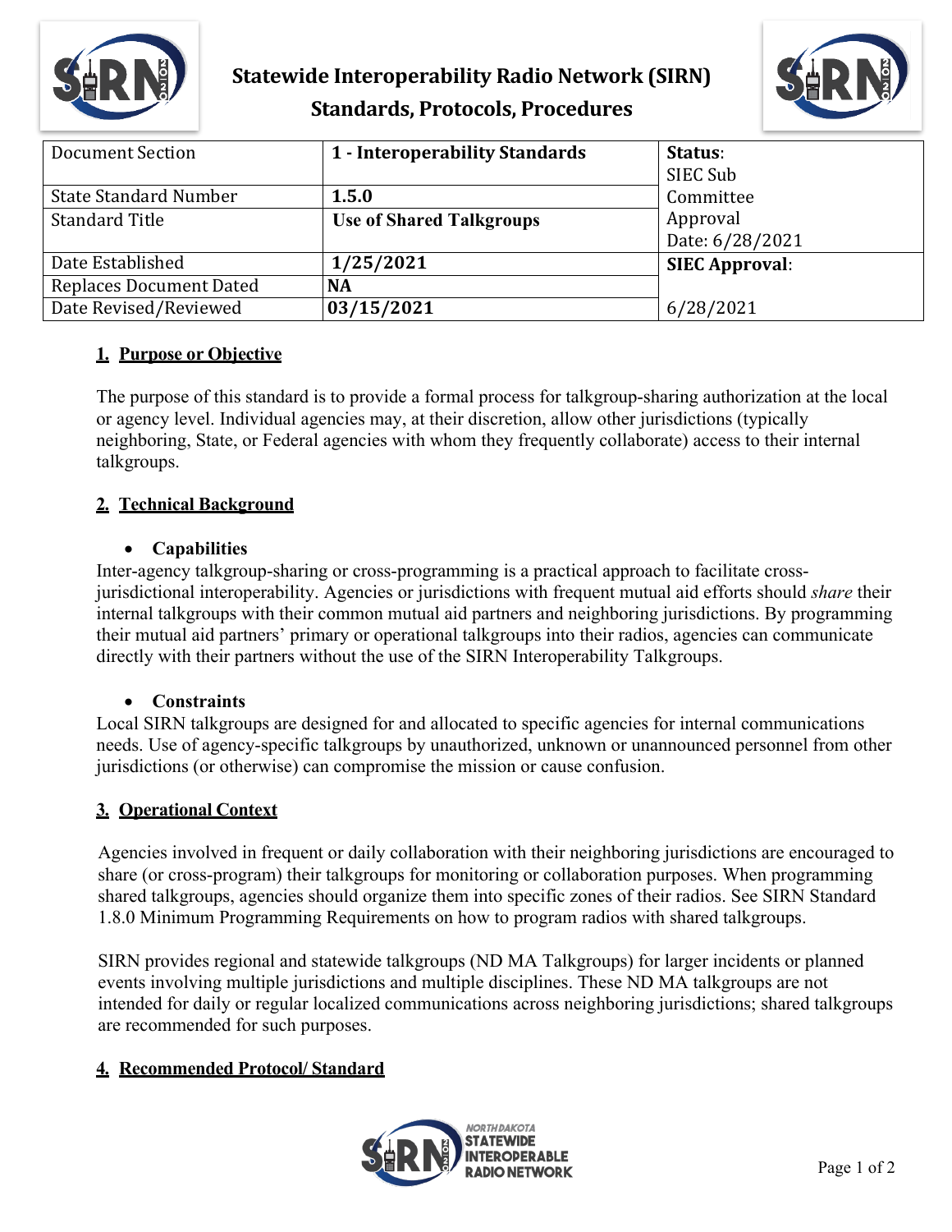# Statewide Interoperability Radio Network (SIRN)
# Standards, Protocols, Procedures

| Document Section | **1 - Interoperability Standards** | **Status**: SIEC Sub Committee Approval Date: 6/28/2021 |
|---|---|---|
| State Standard Number | **1.5.0** | |
| Standard Title | **Use of Shared Talkgroups** | |
| Date Established | **1/25/2021** | **SIEC Approval**: |
| Replaces Document Dated | **NA** | |
| Date Revised/Reviewed | **03/15/2021** | 6/28/2021 |

## 1. Purpose or Objective

The purpose of this standard is to provide a formal process for talkgroup-sharing authorization at the local or agency level. Individual agencies may, at their discretion, allow other jurisdictions (typically neighboring, State, or Federal agencies with whom they frequently collaborate) access to their internal talkgroups.

## 2. Technical Background

- **Capabilities**

Inter-agency talkgroup-sharing or cross-programming is a practical approach to facilitate cross-jurisdictional interoperability. Agencies or jurisdictions with frequent mutual aid efforts should *share* their internal talkgroups with their common mutual aid partners and neighboring jurisdictions. By programming their mutual aid partners' primary or operational talkgroups into their radios, agencies can communicate directly with their partners without the use of the SIRN Interoperability Talkgroups.

- **Constraints**

Local SIRN talkgroups are designed for and allocated to specific agencies for internal communications needs. Use of agency-specific talkgroups by unauthorized, unknown or unannounced personnel from other jurisdictions (or otherwise) can compromise the mission or cause confusion.

## 3. Operational Context

Agencies involved in frequent or daily collaboration with their neighboring jurisdictions are encouraged to share (or cross-program) their talkgroups for monitoring or collaboration purposes. When programming shared talkgroups, agencies should organize them into specific zones of their radios. See SIRN Standard 1.8.0 Minimum Programming Requirements on how to program radios with shared talkgroups.

SIRN provides regional and statewide talkgroups (ND MA Talkgroups) for larger incidents or planned events involving multiple jurisdictions and multiple disciplines. These ND MA talkgroups are not intended for daily or regular localized communications across neighboring jurisdictions; shared talkgroups are recommended for such purposes.

## 4. Recommended Protocol/ Standard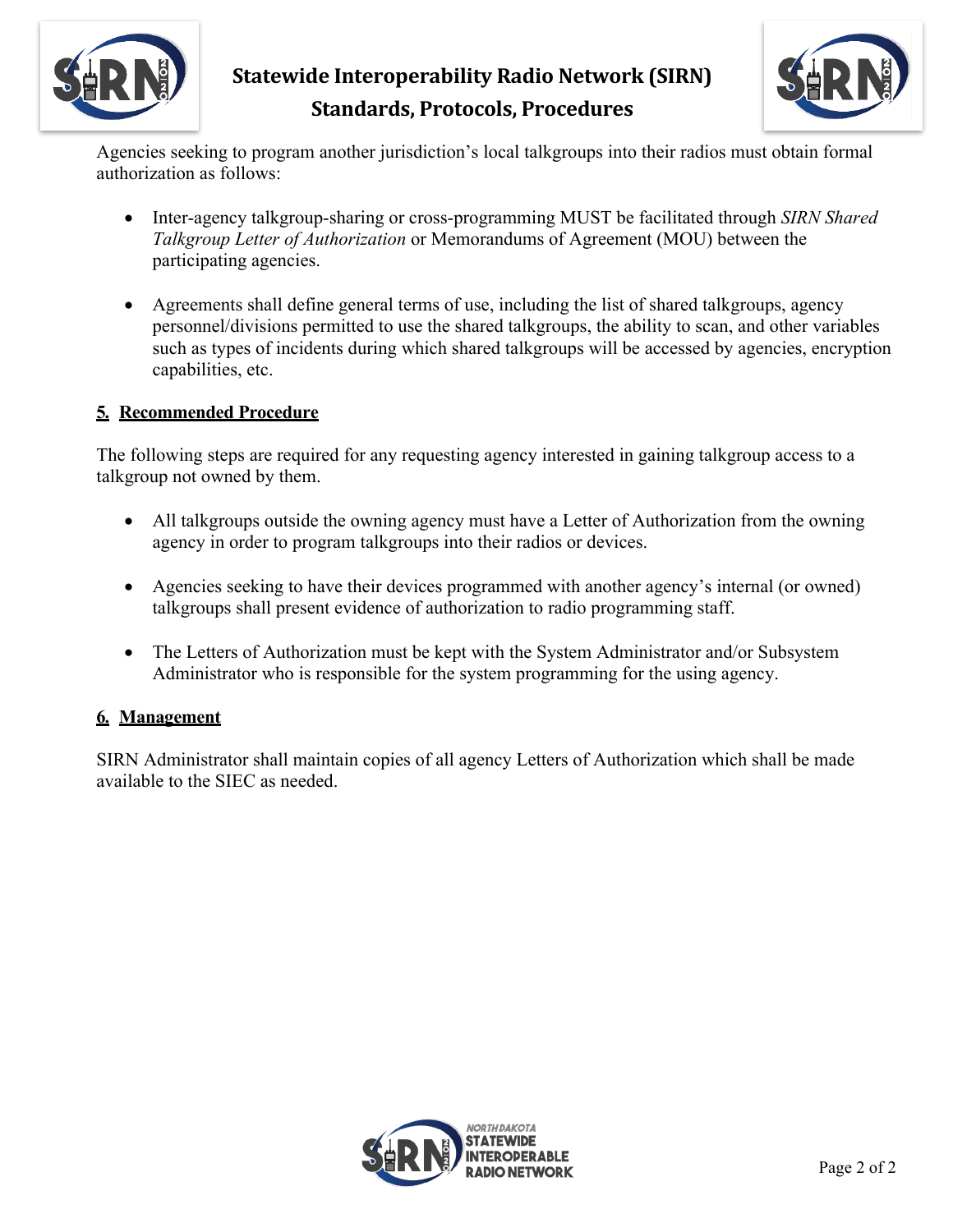Agencies seeking to program another jurisdiction's local talkgroups into their radios must obtain formal authorization as follows:

- Inter-agency talkgroup-sharing or cross-programming MUST be facilitated through *SIRN Shared Talkgroup Letter of Authorization* or Memorandums of Agreement (MOU) between the participating agencies.
- Agreements shall define general terms of use, including the list of shared talkgroups, agency personnel/divisions permitted to use the shared talkgroups, the ability to scan, and other variables such as types of incidents during which shared talkgroups will be accessed by agencies, encryption capabilities, etc.

## 5. Recommended Procedure

The following steps are required for any requesting agency interested in gaining talkgroup access to a talkgroup not owned by them.

- All talkgroups outside the owning agency must have a Letter of Authorization from the owning agency in order to program talkgroups into their radios or devices.
- Agencies seeking to have their devices programmed with another agency's internal (or owned) talkgroups shall present evidence of authorization to radio programming staff.
- The Letters of Authorization must be kept with the System Administrator and/or Subsystem Administrator who is responsible for the system programming for the using agency.

## 6. Management

SIRN Administrator shall maintain copies of all agency Letters of Authorization which shall be made available to the SIEC as needed.